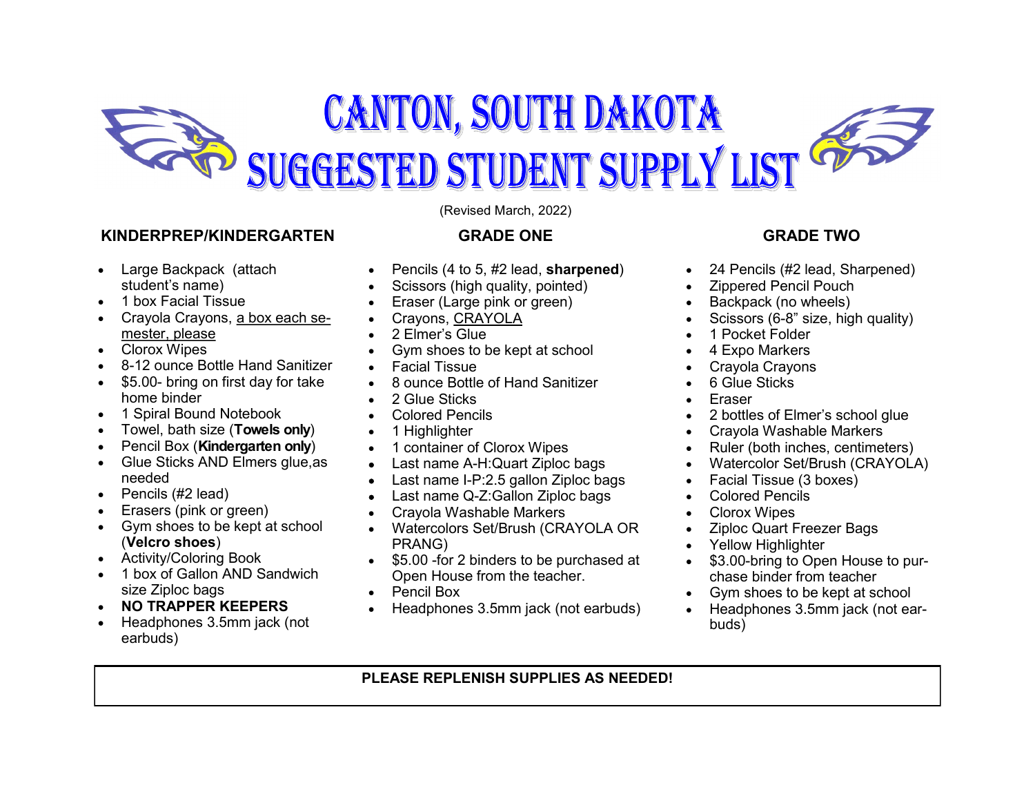# CANTON, SOUTH DAKOTA
# SUGGESTED STUDENT SUPPLY LIST

(Revised March, 2022)

## KINDERPREP/KINDERGARTEN

- Large Backpack (attach student's name)
- 1 box Facial Tissue
- Crayola Crayons, <u>a box each semester, please</u>
- Clorox Wipes
- 8-12 ounce Bottle Hand Sanitizer
- $5.00- bring on first day for take home binder
- 1 Spiral Bound Notebook
- Towel, bath size (**Towels only**)
- Pencil Box (**Kindergarten only**)
- Glue Sticks AND Elmers glue,as needed
- Pencils (#2 lead)
- Erasers (pink or green)
- Gym shoes to be kept at school (**Velcro shoes**)
- Activity/Coloring Book
- 1 box of Gallon AND Sandwich size Ziploc bags
- **NO TRAPPER KEEPERS**
- Headphones 3.5mm jack (not earbuds)

## GRADE ONE

- Pencils (4 to 5, #2 lead, **sharpened**)
- Scissors (high quality, pointed)
- Eraser (Large pink or green)
- Crayons, <u>CRAYOLA</u>
- 2 Elmer's Glue
- Gym shoes to be kept at school
- Facial Tissue
- 8 ounce Bottle of Hand Sanitizer
- 2 Glue Sticks
- Colored Pencils
- 1 Highlighter
- 1 container of Clorox Wipes
- Last name A-H:Quart Ziploc bags
- Last name I-P:2.5 gallon Ziploc bags
- Last name Q-Z:Gallon Ziploc bags
- Crayola Washable Markers
- Watercolors Set/Brush (CRAYOLA OR PRANG)
- $5.00 -for 2 binders to be purchased at Open House from the teacher.
- Pencil Box
- Headphones 3.5mm jack (not earbuds)

## GRADE TWO

- 24 Pencils (#2 lead, Sharpened)
- Zippered Pencil Pouch
- Backpack (no wheels)
- Scissors (6-8" size, high quality)
- 1 Pocket Folder
- 4 Expo Markers
- Crayola Crayons
- 6 Glue Sticks
- Eraser
- 2 bottles of Elmer's school glue
- Crayola Washable Markers
- Ruler (both inches, centimeters)
- Watercolor Set/Brush (CRAYOLA)
- Facial Tissue (3 boxes)
- Colored Pencils
- Clorox Wipes
- Ziploc Quart Freezer Bags
- Yellow Highlighter
- $3.00-bring to Open House to purchase binder from teacher
- Gym shoes to be kept at school
- Headphones 3.5mm jack (not earbuds)

**PLEASE REPLENISH SUPPLIES AS NEEDED!**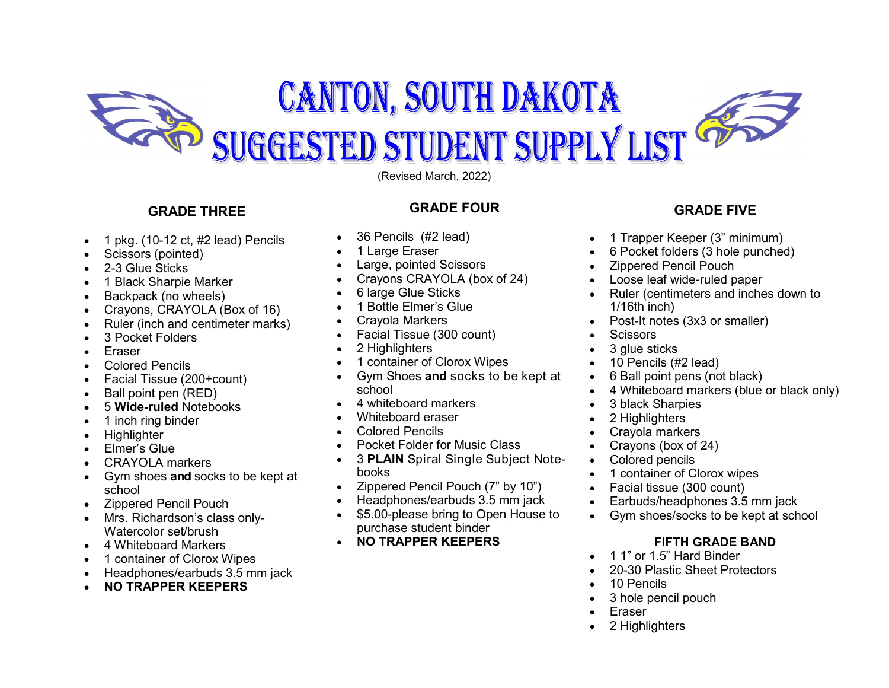# CANTON, SOUTH DAKOTA
# SUGGESTED STUDENT SUPPLY LIST

(Revised March, 2022)

## GRADE THREE

- 1 pkg. (10-12 ct, #2 lead) Pencils
- Scissors (pointed)
- 2-3 Glue Sticks
- 1 Black Sharpie Marker
- Backpack (no wheels)
- Crayons, CRAYOLA (Box of 16)
- Ruler (inch and centimeter marks)
- 3 Pocket Folders
- Eraser
- Colored Pencils
- Facial Tissue (200+count)
- Ball point pen (RED)
- 5 **Wide-ruled** Notebooks
- 1 inch ring binder
- Highlighter
- Elmer's Glue
- CRAYOLA markers
- Gym shoes **and** socks to be kept at school
- Zippered Pencil Pouch
- Mrs. Richardson's class only- Watercolor set/brush
- 4 Whiteboard Markers
- 1 container of Clorox Wipes
- Headphones/earbuds 3.5 mm jack
- **NO TRAPPER KEEPERS**

## GRADE FOUR

- 36 Pencils (#2 lead)
- 1 Large Eraser
- Large, pointed Scissors
- Crayons CRAYOLA (box of 24)
- 6 large Glue Sticks
- 1 Bottle Elmer's Glue
- Crayola Markers
- Facial Tissue (300 count)
- 2 Highlighters
- 1 container of Clorox Wipes
- Gym Shoes **and** socks to be kept at school
- 4 whiteboard markers
- Whiteboard eraser
- Colored Pencils
- Pocket Folder for Music Class
- 3 **PLAIN** Spiral Single Subject Note-books
- Zippered Pencil Pouch (7" by 10")
- Headphones/earbuds 3.5 mm jack
- $5.00-please bring to Open House to purchase student binder
- **NO TRAPPER KEEPERS**

## GRADE FIVE

- 1 Trapper Keeper (3" minimum)
- 6 Pocket folders (3 hole punched)
- Zippered Pencil Pouch
- Loose leaf wide-ruled paper
- Ruler (centimeters and inches down to 1/16th inch)
- Post-It notes (3x3 or smaller)
- Scissors
- 3 glue sticks
- 10 Pencils (#2 lead)
- 6 Ball point pens (not black)
- 4 Whiteboard markers (blue or black only)
- 3 black Sharpies
- 2 Highlighters
- Crayola markers
- Crayons (box of 24)
- Colored pencils
- 1 container of Clorox wipes
- Facial tissue (300 count)
- Earbuds/headphones 3.5 mm jack
- Gym shoes/socks to be kept at school

### FIFTH GRADE BAND

- 1 1" or 1.5" Hard Binder
- 20-30 Plastic Sheet Protectors
- 10 Pencils
- 3 hole pencil pouch
- Eraser
- 2 Highlighters